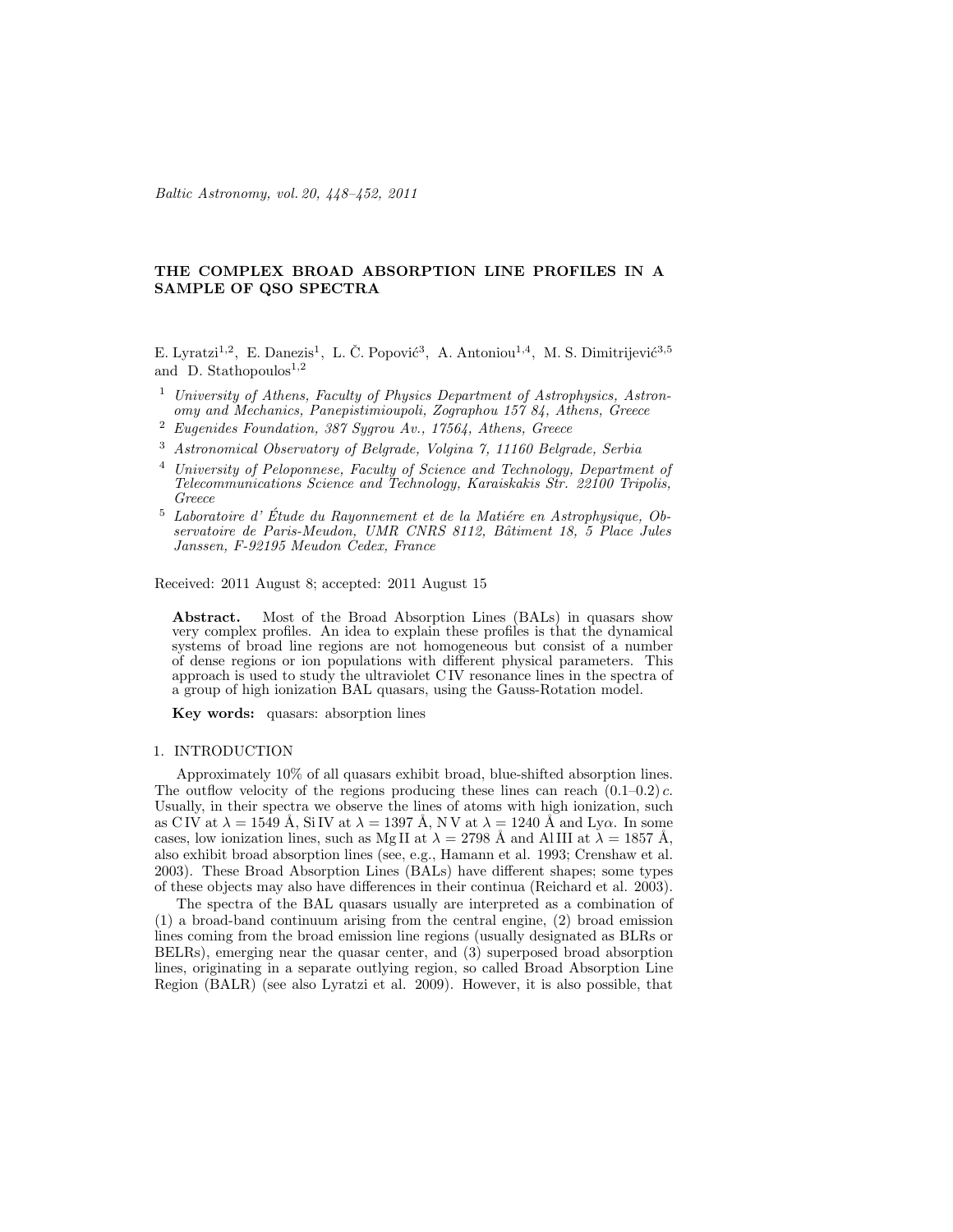# THE COMPLEX BROAD ABSORPTION LINE PROFILES IN A SAMPLE OF QSO SPECTRA

E. Lyratzi[1,2], E. Danezis[1], L. Č. Popović[3], A. Antoniou[1,4], M. S. Dimitrijević[3,5] and D. Stathopoulos[1,2]

[1] *University of Athens, Faculty of Physics Department of Astrophysics, Astronomy and Mechanics, Panepistimioupoli, Zographou 157 84, Athens, Greece*

[2] *Eugenides Foundation, 387 Sygrou Av., 17564, Athens, Greece*

[3] *Astronomical Observatory of Belgrade, Volgina 7, 11160 Belgrade, Serbia*

[4] *University of Peloponnese, Faculty of Science and Technology, Department of Telecommunications Science and Technology, Karaiskakis Str. 22100 Tripolis, Greece*

[5] *Laboratoire d' Étude du Rayonnement et de la Matiére en Astrophysique, Observatoire de Paris-Meudon, UMR CNRS 8112, Bâtiment 18, 5 Place Jules Janssen, F-92195 Meudon Cedex, France*

Received: 2011 August 8; accepted: 2011 August 15

**Abstract.** Most of the Broad Absorption Lines (BALs) in quasars show very complex profiles. An idea to explain these profiles is that the dynamical systems of broad line regions are not homogeneous but consist of a number of dense regions or ion populations with different physical parameters. This approach is used to study the ultraviolet C IV resonance lines in the spectra of a group of high ionization BAL quasars, using the Gauss-Rotation model.

**Key words:** quasars: absorption lines

## 1. INTRODUCTION

Approximately 10% of all quasars exhibit broad, blue-shifted absorption lines. The outflow velocity of the regions producing these lines can reach $(0.1\text{–}0.2)\,c$. Usually, in their spectra we observe the lines of atoms with high ionization, such as C IV at $\lambda = 1549$ Å, Si IV at $\lambda = 1397$ Å, N V at $\lambda = 1240$ Å and Ly$\alpha$. In some cases, low ionization lines, such as Mg II at $\lambda = 2798$ Å and Al III at $\lambda = 1857$ Å, also exhibit broad absorption lines (see, e.g., Hamann et al. 1993; Crenshaw et al. 2003). These Broad Absorption Lines (BALs) have different shapes; some types of these objects may also have differences in their continua (Reichard et al. 2003).

The spectra of the BAL quasars usually are interpreted as a combination of (1) a broad-band continuum arising from the central engine, (2) broad emission lines coming from the broad emission line regions (usually designated as BLRs or BELRs), emerging near the quasar center, and (3) superposed broad absorption lines, originating in a separate outlying region, so called Broad Absorption Line Region (BALR) (see also Lyratzi et al. 2009). However, it is also possible, that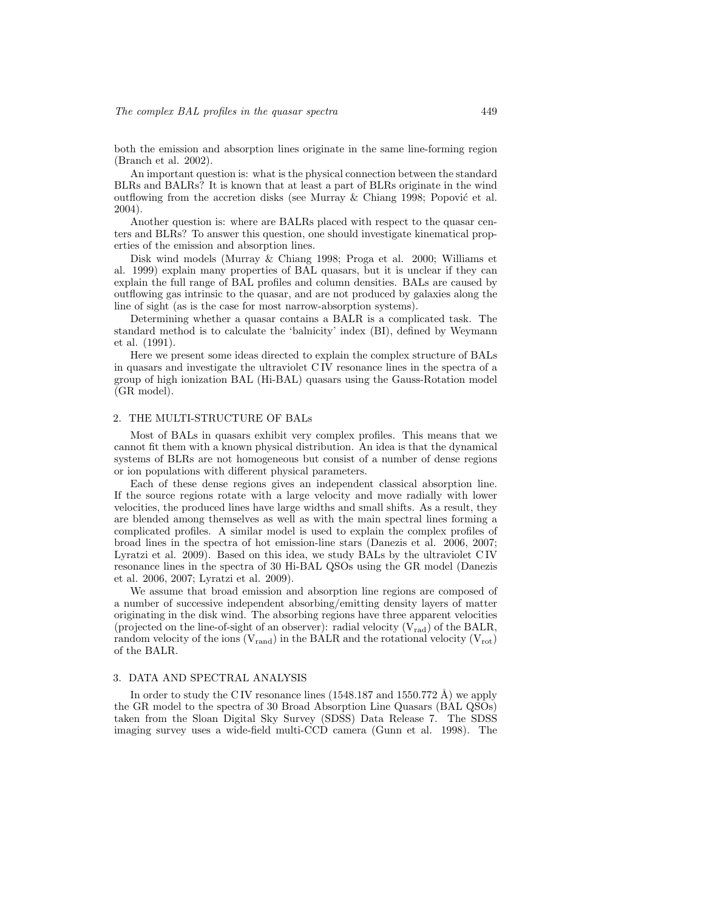both the emission and absorption lines originate in the same line-forming region (Branch et al. 2002).

An important question is: what is the physical connection between the standard BLRs and BALRs? It is known that at least a part of BLRs originate in the wind outflowing from the accretion disks (see Murray & Chiang 1998; Popović et al. 2004).

Another question is: where are BALRs placed with respect to the quasar centers and BLRs? To answer this question, one should investigate kinematical properties of the emission and absorption lines.

Disk wind models (Murray & Chiang 1998; Proga et al. 2000; Williams et al. 1999) explain many properties of BAL quasars, but it is unclear if they can explain the full range of BAL profiles and column densities. BALs are caused by outflowing gas intrinsic to the quasar, and are not produced by galaxies along the line of sight (as is the case for most narrow-absorption systems).

Determining whether a quasar contains a BALR is a complicated task. The standard method is to calculate the 'balnicity' index (BI), defined by Weymann et al. (1991).

Here we present some ideas directed to explain the complex structure of BALs in quasars and investigate the ultraviolet C IV resonance lines in the spectra of a group of high ionization BAL (Hi-BAL) quasars using the Gauss-Rotation model (GR model).

## 2. THE MULTI-STRUCTURE OF BALs

Most of BALs in quasars exhibit very complex profiles. This means that we cannot fit them with a known physical distribution. An idea is that the dynamical systems of BLRs are not homogeneous but consist of a number of dense regions or ion populations with different physical parameters.

Each of these dense regions gives an independent classical absorption line. If the source regions rotate with a large velocity and move radially with lower velocities, the produced lines have large widths and small shifts. As a result, they are blended among themselves as well as with the main spectral lines forming a complicated profiles. A similar model is used to explain the complex profiles of broad lines in the spectra of hot emission-line stars (Danezis et al. 2006, 2007; Lyratzi et al. 2009). Based on this idea, we study BALs by the ultraviolet C IV resonance lines in the spectra of 30 Hi-BAL QSOs using the GR model (Danezis et al. 2006, 2007; Lyratzi et al. 2009).

We assume that broad emission and absorption line regions are composed of a number of successive independent absorbing/emitting density layers of matter originating in the disk wind. The absorbing regions have three apparent velocities (projected on the line-of-sight of an observer): radial velocity ($V_{rad}$) of the BALR, random velocity of the ions ($V_{rand}$) in the BALR and the rotational velocity ($V_{rot}$) of the BALR.

## 3. DATA AND SPECTRAL ANALYSIS

In order to study the C IV resonance lines (1548.187 and 1550.772 Å) we apply the GR model to the spectra of 30 Broad Absorption Line Quasars (BAL QSOs) taken from the Sloan Digital Sky Survey (SDSS) Data Release 7. The SDSS imaging survey uses a wide-field multi-CCD camera (Gunn et al. 1998). The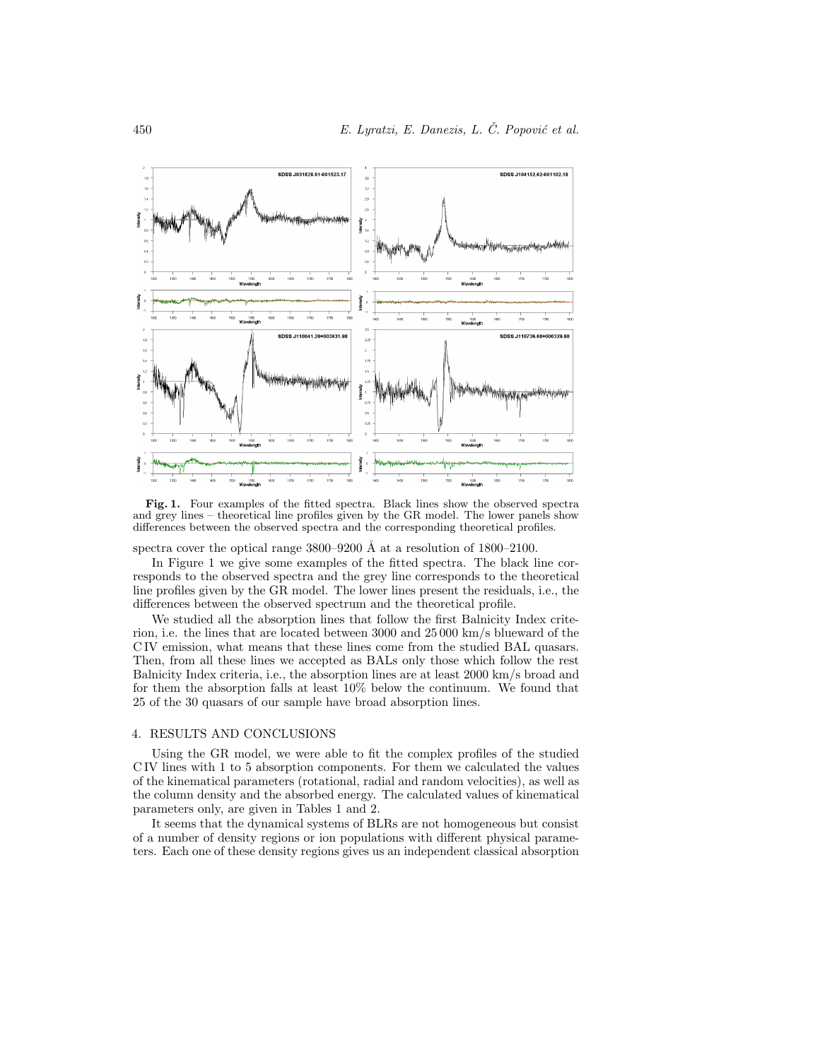**Fig. 1.** Four examples of the fitted spectra. Black lines show the observed spectra and grey lines – theoretical line profiles given by the GR model. The lower panels show differences between the observed spectra and the corresponding theoretical profiles.

spectra cover the optical range 3800–9200 Å at a resolution of 1800–2100.

In Figure 1 we give some examples of the fitted spectra. The black line corresponds to the observed spectra and the grey line corresponds to the theoretical line profiles given by the GR model. The lower lines present the residuals, i.e., the differences between the observed spectrum and the theoretical profile.

We studied all the absorption lines that follow the first Balnicity Index criterion, i.e. the lines that are located between 3000 and 25 000 km/s blueward of the C IV emission, what means that these lines come from the studied BAL quasars. Then, from all these lines we accepted as BALs only those which follow the rest Balnicity Index criteria, i.e., the absorption lines are at least 2000 km/s broad and for them the absorption falls at least 10% below the continuum. We found that 25 of the 30 quasars of our sample have broad absorption lines.

## 4. RESULTS AND CONCLUSIONS

Using the GR model, we were able to fit the complex profiles of the studied C IV lines with 1 to 5 absorption components. For them we calculated the values of the kinematical parameters (rotational, radial and random velocities), as well as the column density and the absorbed energy. The calculated values of kinematical parameters only, are given in Tables 1 and 2.

It seems that the dynamical systems of BLRs are not homogeneous but consist of a number of density regions or ion populations with different physical parameters. Each one of these density regions gives us an independent classical absorption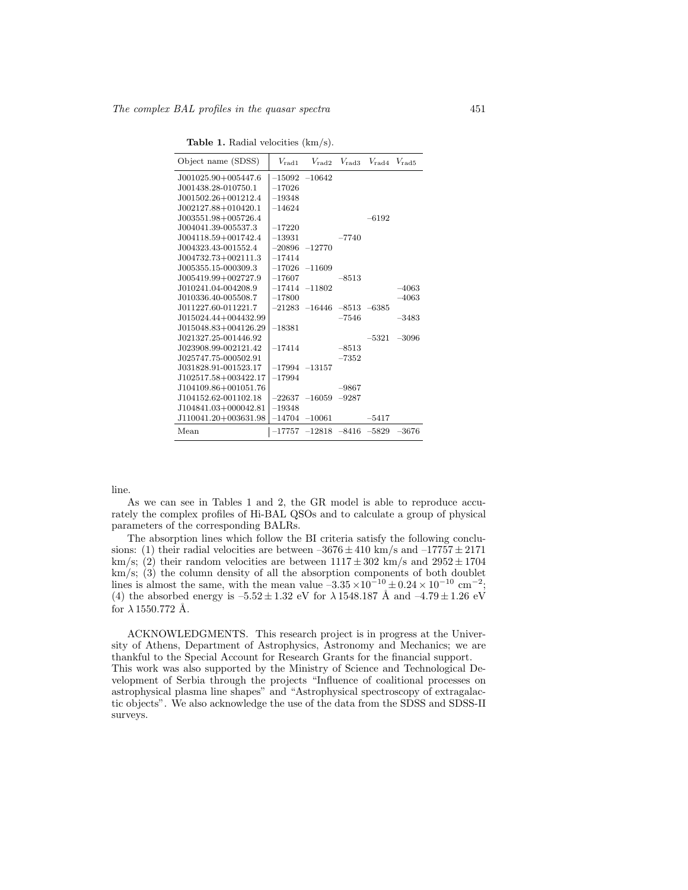**Table 1.** Radial velocities (km/s).

| Object name (SDSS) | $V_{\mathrm{rad1}}$ | $V_{\mathrm{rad2}}$ | $V_{\mathrm{rad3}}$ | $V_{\mathrm{rad4}}$ | $V_{\mathrm{rad5}}$ |
|---|---|---|---|---|---|
| J001025.90+005447.6 | –15092 | –10642 | | | |
| J001438.28-010750.1 | –17026 | | | | |
| J001502.26+001212.4 | –19348 | | | | |
| J002127.88+010420.1 | –14624 | | | | |
| J003551.98+005726.4 | | | | –6192 | |
| J004041.39-005537.3 | –17220 | | | | |
| J004118.59+001742.4 | –13931 | | –7740 | | |
| J004323.43-001552.4 | –20896 | –12770 | | | |
| J004732.73+002111.3 | –17414 | | | | |
| J005355.15-000309.3 | –17026 | –11609 | | | |
| J005419.99+002727.9 | –17607 | | –8513 | | |
| J010241.04-004208.9 | –17414 | –11802 | | | –4063 |
| J010336.40-005508.7 | –17800 | | | | –4063 |
| J011227.60-011221.7 | –21283 | –16446 | –8513 | –6385 | |
| J015024.44+004432.99 | | | –7546 | | –3483 |
| J015048.83+004126.29 | –18381 | | | | |
| J021327.25-001446.92 | | | | –5321 | –3096 |
| J023908.99-002121.42 | –17414 | | –8513 | | |
| J025747.75-000502.91 | | | –7352 | | |
| J031828.91-001523.17 | –17994 | –13157 | | | |
| J102517.58+003422.17 | –17994 | | | | |
| J104109.86+001051.76 | | | –9867 | | |
| J104152.62-001102.18 | –22637 | –16059 | –9287 | | |
| J104841.03+000042.81 | –19348 | | | | |
| J110041.20+003631.98 | –14704 | –10061 | | –5417 | |
| Mean | –17757 | –12818 | –8416 | –5829 | –3676 |

line.

As we can see in Tables 1 and 2, the GR model is able to reproduce accurately the complex profiles of Hi-BAL QSOs and to calculate a group of physical parameters of the corresponding BALRs.

The absorption lines which follow the BI criteria satisfy the following conclusions: (1) their radial velocities are between $-3676 \pm 410$ km/s and $-17757 \pm 2171$ km/s; (2) their random velocities are between $1117 \pm 302$ km/s and $2952 \pm 1704$ km/s; (3) the column density of all the absorption components of both doublet lines is almost the same, with the mean value $-3.35 \times 10^{-10} \pm 0.24 \times 10^{-10}$ cm$^{-2}$; (4) the absorbed energy is $-5.52 \pm 1.32$ eV for $\lambda\,1548.187$ Å and $-4.79 \pm 1.26$ eV for $\lambda\,1550.772$ Å.

ACKNOWLEDGMENTS. This research project is in progress at the University of Athens, Department of Astrophysics, Astronomy and Mechanics; we are thankful to the Special Account for Research Grants for the financial support. This work was also supported by the Ministry of Science and Technological Development of Serbia through the projects "Influence of coalitional processes on astrophysical plasma line shapes" and "Astrophysical spectroscopy of extragalactic objects". We also acknowledge the use of the data from the SDSS and SDSS-II surveys.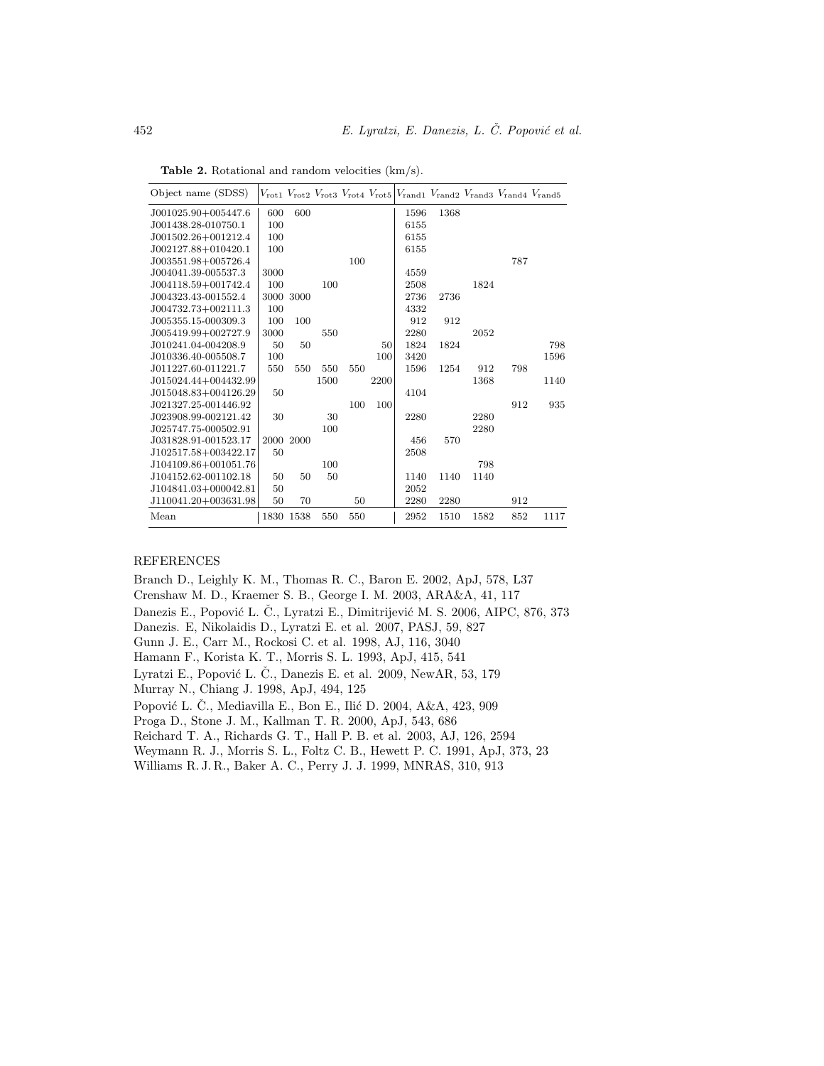**Table 2.** Rotational and random velocities (km/s).

| Object name (SDSS) | $V_{\rm rot1}$ | $V_{\rm rot2}$ | $V_{\rm rot3}$ | $V_{\rm rot4}$ | $V_{\rm rot5}$ | $V_{\rm rand1}$ | $V_{\rm rand2}$ | $V_{\rm rand3}$ | $V_{\rm rand4}$ | $V_{\rm rand5}$ |
|---|---|---|---|---|---|---|---|---|---|---|
| J001025.90+005447.6 | 600 | 600 | | | | 1596 | 1368 | | | |
| J001438.28-010750.1 | 100 | | | | | 6155 | | | | |
| J001502.26+001212.4 | 100 | | | | | 6155 | | | | |
| J002127.88+010420.1 | 100 | | | | | 6155 | | | | |
| J003551.98+005726.4 | | | | 100 | | | | | 787 | |
| J004041.39-005537.3 | 3000 | | | | | 4559 | | | | |
| J004118.59+001742.4 | 100 | | 100 | | | 2508 | | 1824 | | |
| J004323.43-001552.4 | 3000 | 3000 | | | | 2736 | 2736 | | | |
| J004732.73+002111.3 | 100 | | | | | 4332 | | | | |
| J005355.15-000309.3 | 100 | 100 | | | | 912 | 912 | | | |
| J005419.99+002727.9 | 3000 | | 550 | | | 2280 | | 2052 | | |
| J010241.04-004208.9 | 50 | 50 | | | 50 | 1824 | 1824 | | | 798 |
| J010336.40-005508.7 | 100 | | | | 100 | 3420 | | | | 1596 |
| J011227.60-011221.7 | 550 | 550 | 550 | 550 | | 1596 | 1254 | 912 | 798 | |
| J015024.44+004432.99 | | | 1500 | | 2200 | | | 1368 | | 1140 |
| J015048.83+004126.29 | 50 | | | | | 4104 | | | | |
| J021327.25-001446.92 | | | | 100 | 100 | | | | 912 | 935 |
| J023908.99-002121.42 | 30 | | 30 | | | 2280 | | 2280 | | |
| J025747.75-000502.91 | | | 100 | | | | | 2280 | | |
| J031828.91-001523.17 | 2000 | 2000 | | | | 456 | 570 | | | |
| J102517.58+003422.17 | 50 | | | | | 2508 | | | | |
| J104109.86+001051.76 | | | 100 | | | | | 798 | | |
| J104152.62-001102.18 | 50 | 50 | 50 | | | 1140 | 1140 | 1140 | | |
| J104841.03+000042.81 | 50 | | | | | 2052 | | | | |
| J110041.20+003631.98 | 50 | 70 | | 50 | | 2280 | 2280 | | 912 | |
| Mean | 1830 | 1538 | 550 | 550 | | 2952 | 1510 | 1582 | 852 | 1117 |

## REFERENCES

Branch D., Leighly K. M., Thomas R. C., Baron E. 2002, ApJ, 578, L37

Crenshaw M. D., Kraemer S. B., George I. M. 2003, ARA&A, 41, 117

Danezis E., Popović L. Č., Lyratzi E., Dimitrijević M. S. 2006, AIPC, 876, 373

Danezis. E, Nikolaidis D., Lyratzi E. et al. 2007, PASJ, 59, 827

Gunn J. E., Carr M., Rockosi C. et al. 1998, AJ, 116, 3040

Hamann F., Korista K. T., Morris S. L. 1993, ApJ, 415, 541

Lyratzi E., Popović L. Č., Danezis E. et al. 2009, NewAR, 53, 179

Murray N., Chiang J. 1998, ApJ, 494, 125

Popović L. Č., Mediavilla E., Bon E., Ilić D. 2004, A&A, 423, 909

Proga D., Stone J. M., Kallman T. R. 2000, ApJ, 543, 686

Reichard T. A., Richards G. T., Hall P. B. et al. 2003, AJ, 126, 2594

Weymann R. J., Morris S. L., Foltz C. B., Hewett P. C. 1991, ApJ, 373, 23

Williams R. J. R., Baker A. C., Perry J. J. 1999, MNRAS, 310, 913